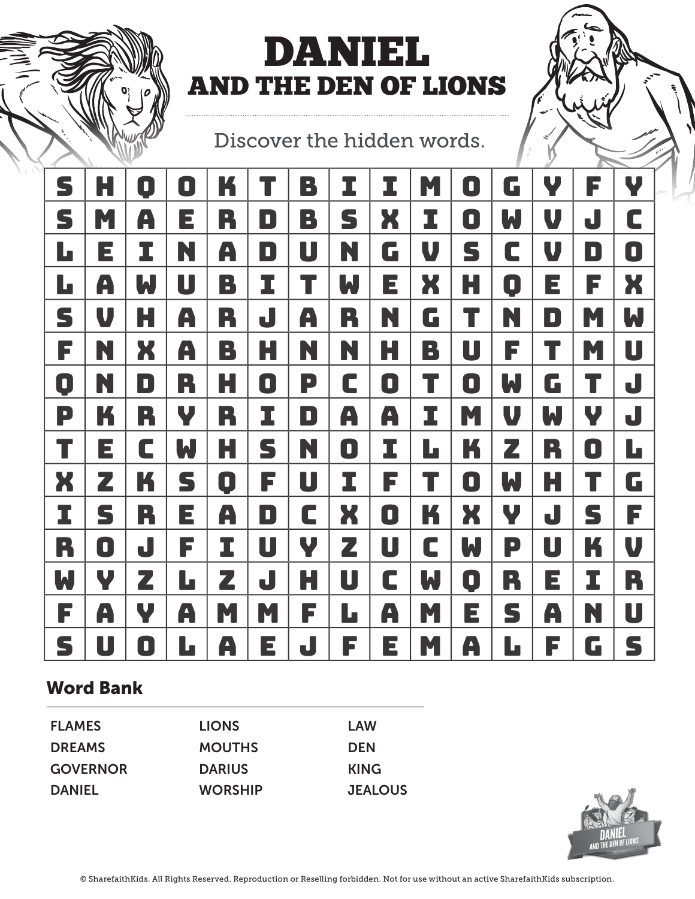# DANIEL

## AND THE DEN OF LIONS

Discover the hidden words.

| | | | | | | | | | | | | | | |
|---|---|---|---|---|---|---|---|---|---|---|---|---|---|---|
| S | H | Q | O | K | T | B | I | I | M | O | G | Y | F | Y |
| S | M | A | E | R | D | B | S | X | I | O | W | V | J | C |
| L | E | I | N | A | D | U | N | G | V | S | C | V | D | O |
| L | A | W | U | B | I | T | W | E | X | H | Q | E | F | X |
| S | V | H | A | R | J | A | R | N | G | T | N | D | M | W |
| F | N | X | A | B | H | N | N | H | B | U | F | T | M | U |
| Q | N | D | R | H | O | P | C | O | T | O | W | G | T | J |
| P | K | R | Y | R | I | D | A | A | I | M | V | W | Y | J |
| T | E | C | W | H | S | N | O | I | L | K | Z | R | O | L |
| X | Z | K | S | Q | F | U | I | F | T | O | W | H | T | G |
| I | S | R | E | A | D | C | X | O | K | X | Y | J | S | F |
| R | O | J | F | I | U | Y | Z | U | C | W | P | U | K | V |
| W | Y | Z | L | Z | J | H | U | C | W | Q | R | E | I | R |
| F | A | Y | A | M | M | F | L | A | M | E | S | A | N | U |
| S | U | O | L | A | E | J | F | E | M | A | L | F | G | S |

## Word Bank

| | | |
|---|---|---|
| FLAMES | LIONS | LAW |
| DREAMS | MOUTHS | DEN |
| GOVERNOR | DARIUS | KING |
| DANIEL | WORSHIP | JEALOUS |

© SharefaithKids. All Rights Reserved. Reproduction or Reselling forbidden. Not for use without an active SharefaithKids subscription.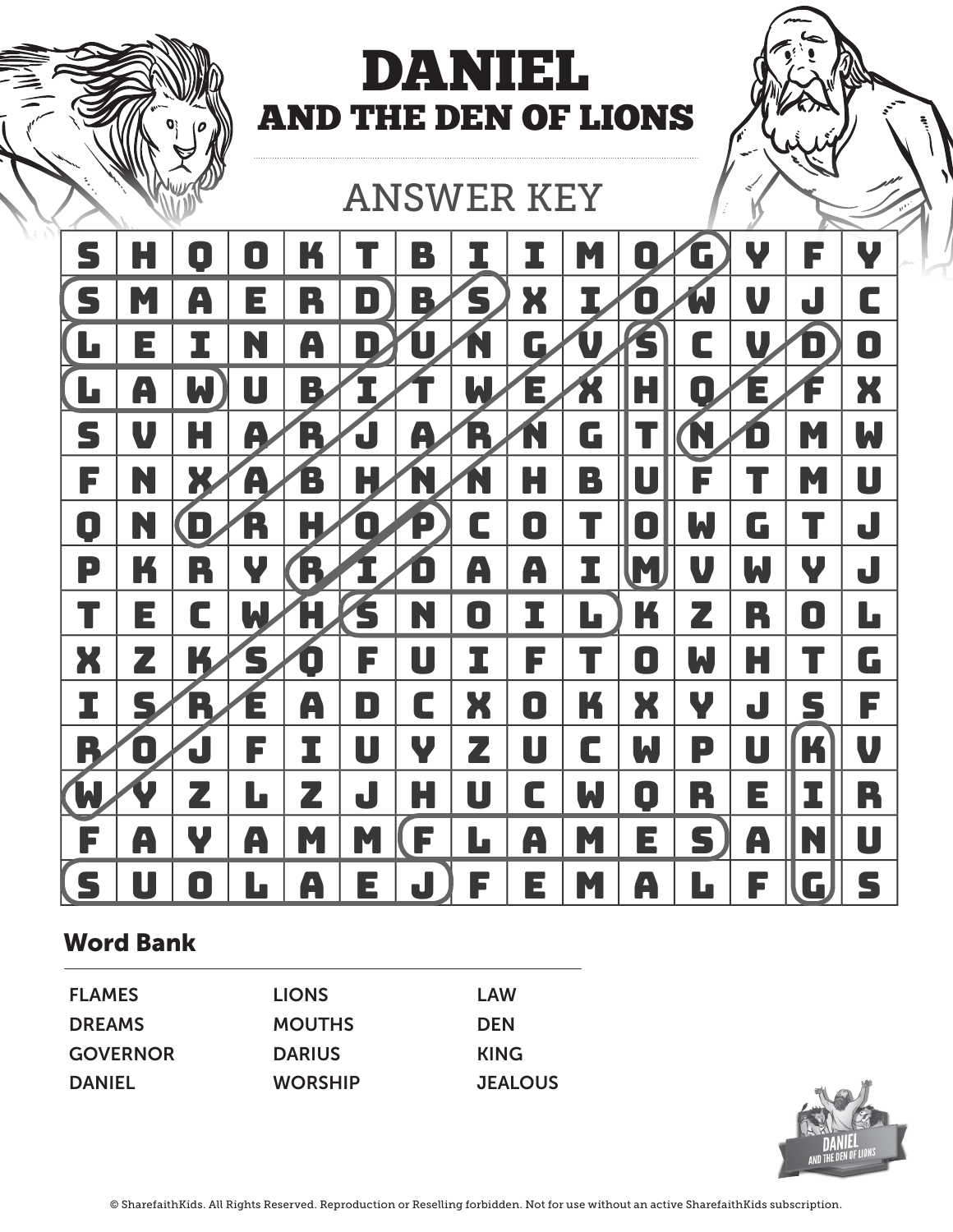# DANIEL
## AND THE DEN OF LIONS

ANSWER KEY

| | | | | | | | | | | | | | | |
|---|---|---|---|---|---|---|---|---|---|---|---|---|---|---|
| S | H | Q | O | K | T | B | I | I | M | O | G | Y | F | Y |
| S | M | A | E | R | D | B | S | X | I | O | W | V | J | C |
| L | E | I | N | A | D | U | N | G | V | S | C | V | D | O |
| L | A | W | U | B | I | T | W | E | X | H | Q | E | F | X |
| S | V | H | A | R | J | A | R | N | G | T | N | D | M | W |
| F | N | X | A | B | H | N | N | H | B | U | F | T | M | U |
| Q | N | D | R | H | O | P | C | O | T | O | W | G | T | J |
| P | K | R | Y | R | I | D | A | A | I | M | V | W | Y | J |
| T | E | C | W | H | S | N | O | I | L | K | Z | R | O | L |
| X | Z | K | S | Q | F | U | I | F | T | O | W | H | T | G |
| I | S | R | E | A | D | C | X | O | K | X | Y | J | S | F |
| R | O | J | F | I | U | Y | Z | U | C | W | P | U | K | V |
| W | Y | Z | L | Z | J | H | U | C | W | Q | R | E | I | R |
| F | A | Y | A | M | M | F | L | A | M | E | S | A | N | U |
| S | U | O | L | A | E | J | F | E | M | A | L | F | G | S |

### Word Bank

- FLAMES
- DREAMS
- GOVERNOR
- DANIEL
- LIONS
- MOUTHS
- DARIUS
- WORSHIP
- LAW
- DEN
- KING
- JEALOUS

© SharefaithKids. All Rights Reserved. Reproduction or Reselling forbidden. Not for use without an active SharefaithKids subscription.